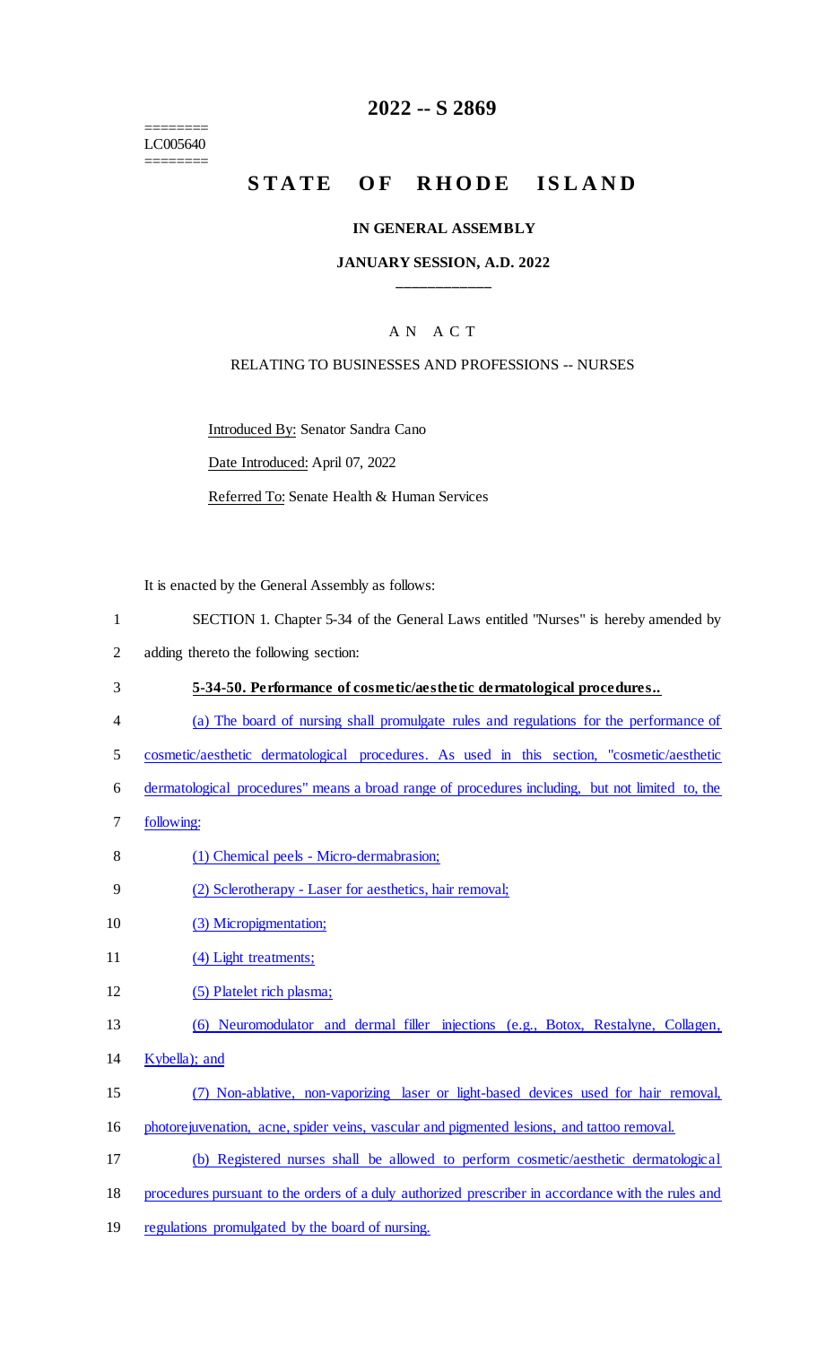========
LC005640
========

# 2022 -- S 2869

# STATE OF RHODE ISLAND

## IN GENERAL ASSEMBLY

### JANUARY SESSION, A.D. 2022

---

## AN ACT

### RELATING TO BUSINESSES AND PROFESSIONS -- NURSES

Introduced By: Senator Sandra Cano

Date Introduced: April 07, 2022

Referred To: Senate Health & Human Services

It is enacted by the General Assembly as follows:

1 SECTION 1. Chapter 5-34 of the General Laws entitled "Nurses" is hereby amended by
2 adding thereto the following section:

3 **5-34-50. Performance of cosmetic/aesthetic dermatological procedures..**

4 (a) The board of nursing shall promulgate rules and regulations for the performance of
5 cosmetic/aesthetic dermatological procedures. As used in this section, "cosmetic/aesthetic
6 dermatological procedures" means a broad range of procedures including, but not limited to, the
7 following:

8 (1) Chemical peels - Micro-dermabrasion;

9 (2) Sclerotherapy - Laser for aesthetics, hair removal;

10 (3) Micropigmentation;

11 (4) Light treatments;

12 (5) Platelet rich plasma;

13 (6) Neuromodulator and dermal filler injections (e.g., Botox, Restalyne, Collagen,
14 Kybella); and

15 (7) Non-ablative, non-vaporizing laser or light-based devices used for hair removal,
16 photorejuvenation, acne, spider veins, vascular and pigmented lesions, and tattoo removal.

17 (b) Registered nurses shall be allowed to perform cosmetic/aesthetic dermatological
18 procedures pursuant to the orders of a duly authorized prescriber in accordance with the rules and
19 regulations promulgated by the board of nursing.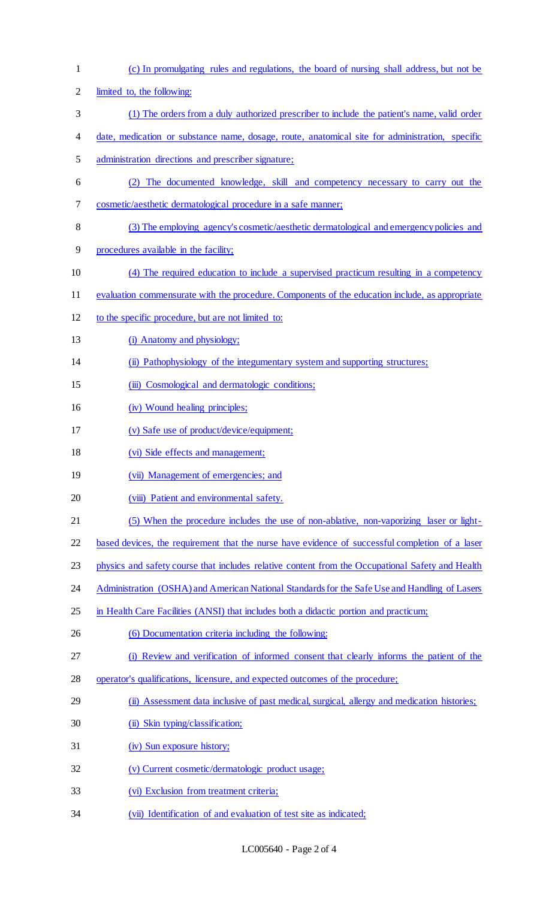(c) In promulgating rules and regulations, the board of nursing shall address, but not be limited to, the following:

(1) The orders from a duly authorized prescriber to include the patient's name, valid order date, medication or substance name, dosage, route, anatomical site for administration, specific administration directions and prescriber signature;

(2) The documented knowledge, skill and competency necessary to carry out the cosmetic/aesthetic dermatological procedure in a safe manner;

(3) The employing agency's cosmetic/aesthetic dermatological and emergency policies and procedures available in the facility;

(4) The required education to include a supervised practicum resulting in a competency evaluation commensurate with the procedure. Components of the education include, as appropriate to the specific procedure, but are not limited to:

(i) Anatomy and physiology;

(ii) Pathophysiology of the integumentary system and supporting structures;

(iii) Cosmological and dermatologic conditions;

(iv) Wound healing principles;

(v) Safe use of product/device/equipment;

(vi) Side effects and management;

(vii) Management of emergencies; and

(viii) Patient and environmental safety.

(5) When the procedure includes the use of non-ablative, non-vaporizing laser or light-based devices, the requirement that the nurse have evidence of successful completion of a laser physics and safety course that includes relative content from the Occupational Safety and Health Administration (OSHA) and American National Standards for the Safe Use and Handling of Lasers in Health Care Facilities (ANSI) that includes both a didactic portion and practicum;

(6) Documentation criteria including the following:

(i) Review and verification of informed consent that clearly informs the patient of the operator's qualifications, licensure, and expected outcomes of the procedure;

(ii) Assessment data inclusive of past medical, surgical, allergy and medication histories;

(ii) Skin typing/classification;

(iv) Sun exposure history;

(v) Current cosmetic/dermatologic product usage;

(vi) Exclusion from treatment criteria;

(vii) Identification of and evaluation of test site as indicated;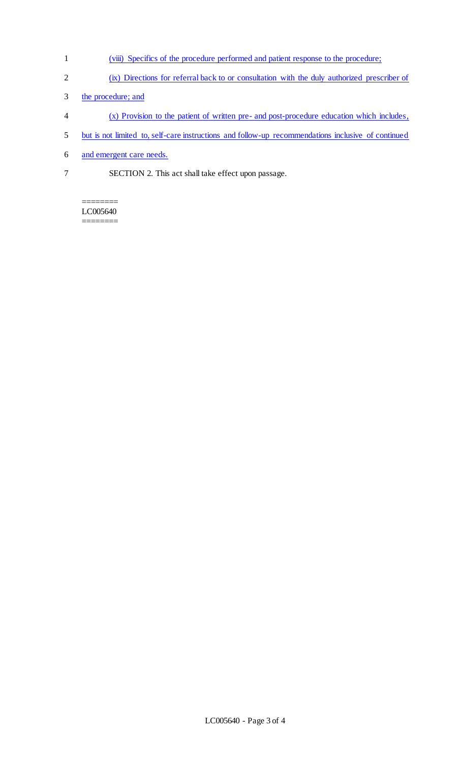(viii) Specifics of the procedure performed and patient response to the procedure;

(ix) Directions for referral back to or consultation with the duly authorized prescriber of the procedure; and

(x) Provision to the patient of written pre- and post-procedure education which includes, but is not limited to, self-care instructions and follow-up recommendations inclusive of continued and emergent care needs.

SECTION 2. This act shall take effect upon passage.

========
LC005640
========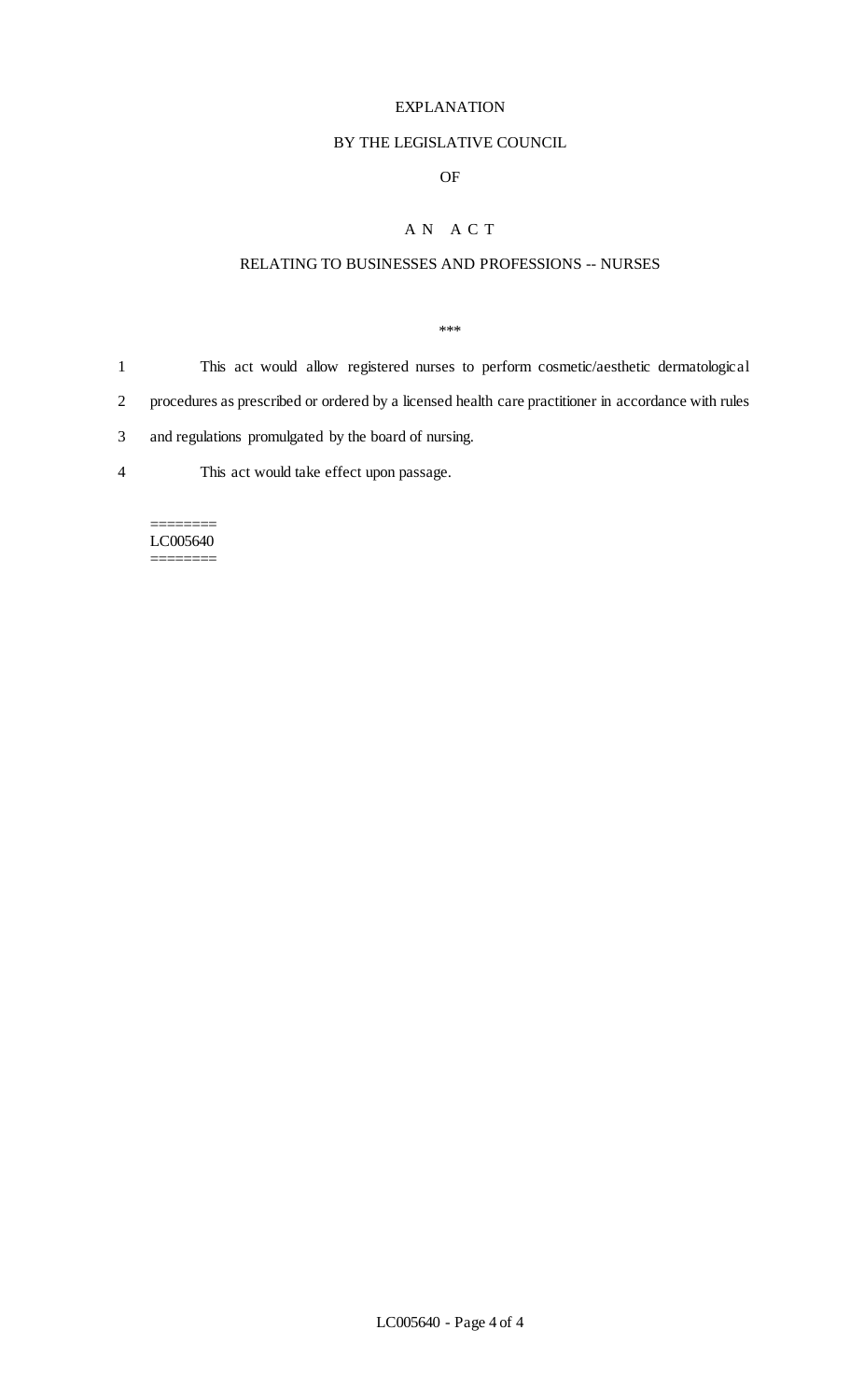EXPLANATION

BY THE LEGISLATIVE COUNCIL

OF

# A N A C T

RELATING TO BUSINESSES AND PROFESSIONS -- NURSES

***

This act would allow registered nurses to perform cosmetic/aesthetic dermatological procedures as prescribed or ordered by a licensed health care practitioner in accordance with rules and regulations promulgated by the board of nursing.

This act would take effect upon passage.

========
LC005640
========